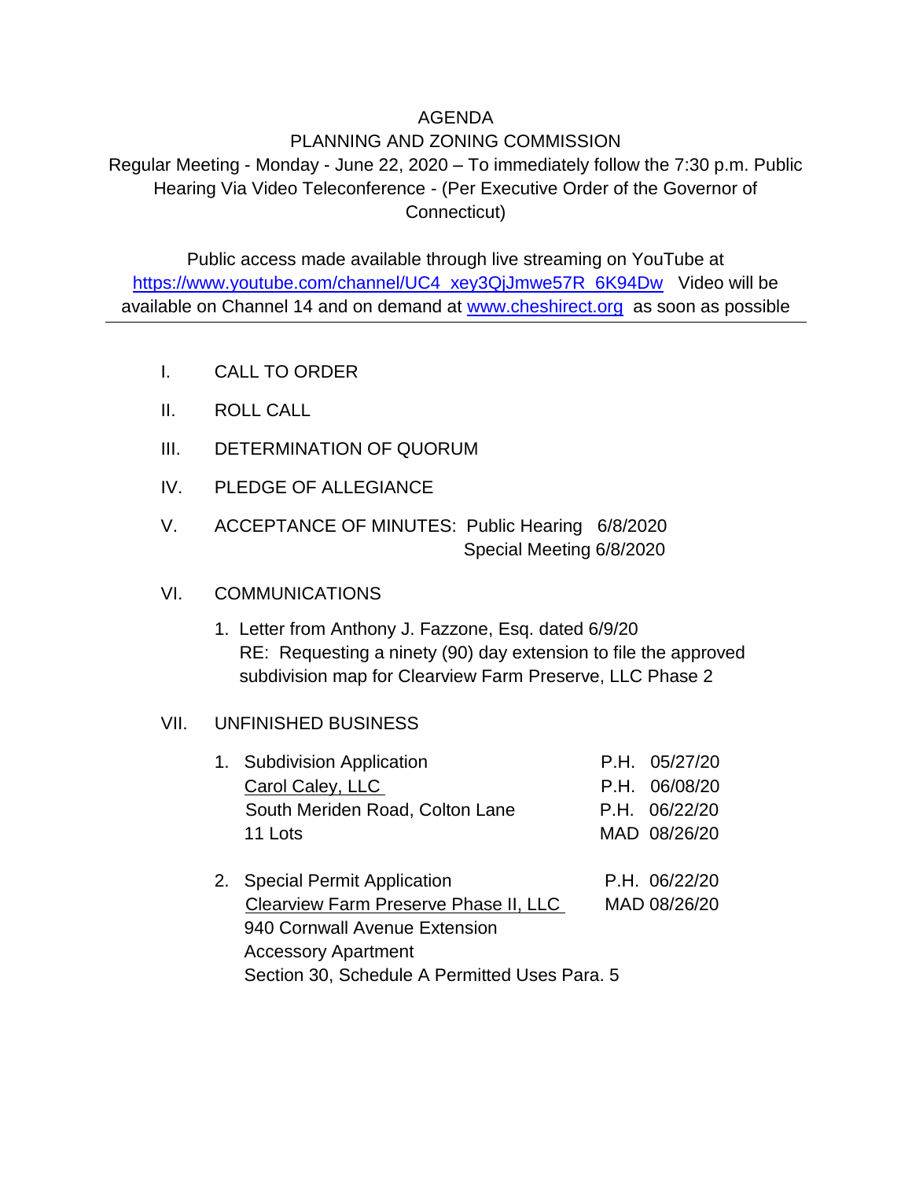# AGENDA

## PLANNING AND ZONING COMMISSION

Regular Meeting - Monday - June 22, 2020 – To immediately follow the 7:30 p.m. Public Hearing Via Video Teleconference - (Per Executive Order of the Governor of Connecticut)

Public access made available through live streaming on YouTube at https://www.youtube.com/channel/UC4_xey3QjJmwe57R_6K94Dw Video will be available on Channel 14 and on demand at www.cheshirect.org as soon as possible

---

I. CALL TO ORDER

II. ROLL CALL

III. DETERMINATION OF QUORUM

IV. PLEDGE OF ALLEGIANCE

V. ACCEPTANCE OF MINUTES: Public Hearing 6/8/2020
Special Meeting 6/8/2020

VI. COMMUNICATIONS

1. Letter from Anthony J. Fazzone, Esq. dated 6/9/20
   RE: Requesting a ninety (90) day extension to file the approved subdivision map for Clearview Farm Preserve, LLC Phase 2

VII. UNFINISHED BUSINESS

1. Subdivision Application — P.H. 05/27/20
   Carol Caley, LLC — P.H. 06/08/20
   South Meriden Road, Colton Lane — P.H. 06/22/20
   11 Lots — MAD 08/26/20

2. Special Permit Application — P.H. 06/22/20
   Clearview Farm Preserve Phase II, LLC — MAD 08/26/20
   940 Cornwall Avenue Extension
   Accessory Apartment
   Section 30, Schedule A Permitted Uses Para. 5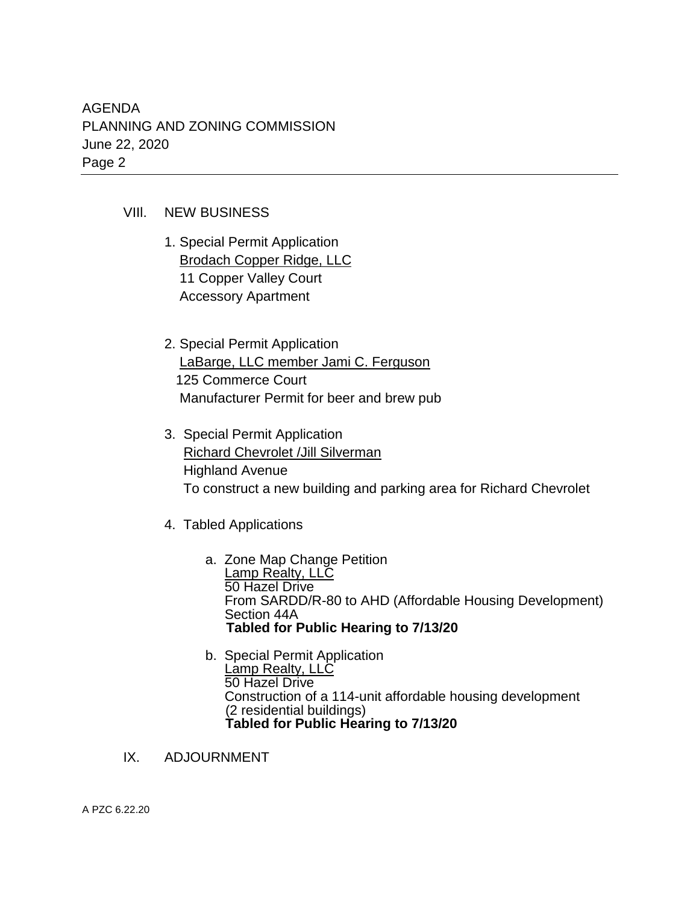VIII. NEW BUSINESS

1. Special Permit Application
   Brodach Copper Ridge, LLC
   11 Copper Valley Court
   Accessory Apartment

2. Special Permit Application
   LaBarge, LLC member Jami C. Ferguson
   125 Commerce Court
   Manufacturer Permit for beer and brew pub

3. Special Permit Application
   Richard Chevrolet /Jill Silverman
   Highland Avenue
   To construct a new building and parking area for Richard Chevrolet

4. Tabled Applications

   a. Zone Map Change Petition
      Lamp Realty, LLC
      50 Hazel Drive
      From SARDD/R-80 to AHD (Affordable Housing Development)
      Section 44A
      **Tabled for Public Hearing to 7/13/20**

   b. Special Permit Application
      Lamp Realty, LLC
      50 Hazel Drive
      Construction of a 114-unit affordable housing development
      (2 residential buildings)
      **Tabled for Public Hearing to 7/13/20**

IX. ADJOURNMENT

A PZC 6.22.20